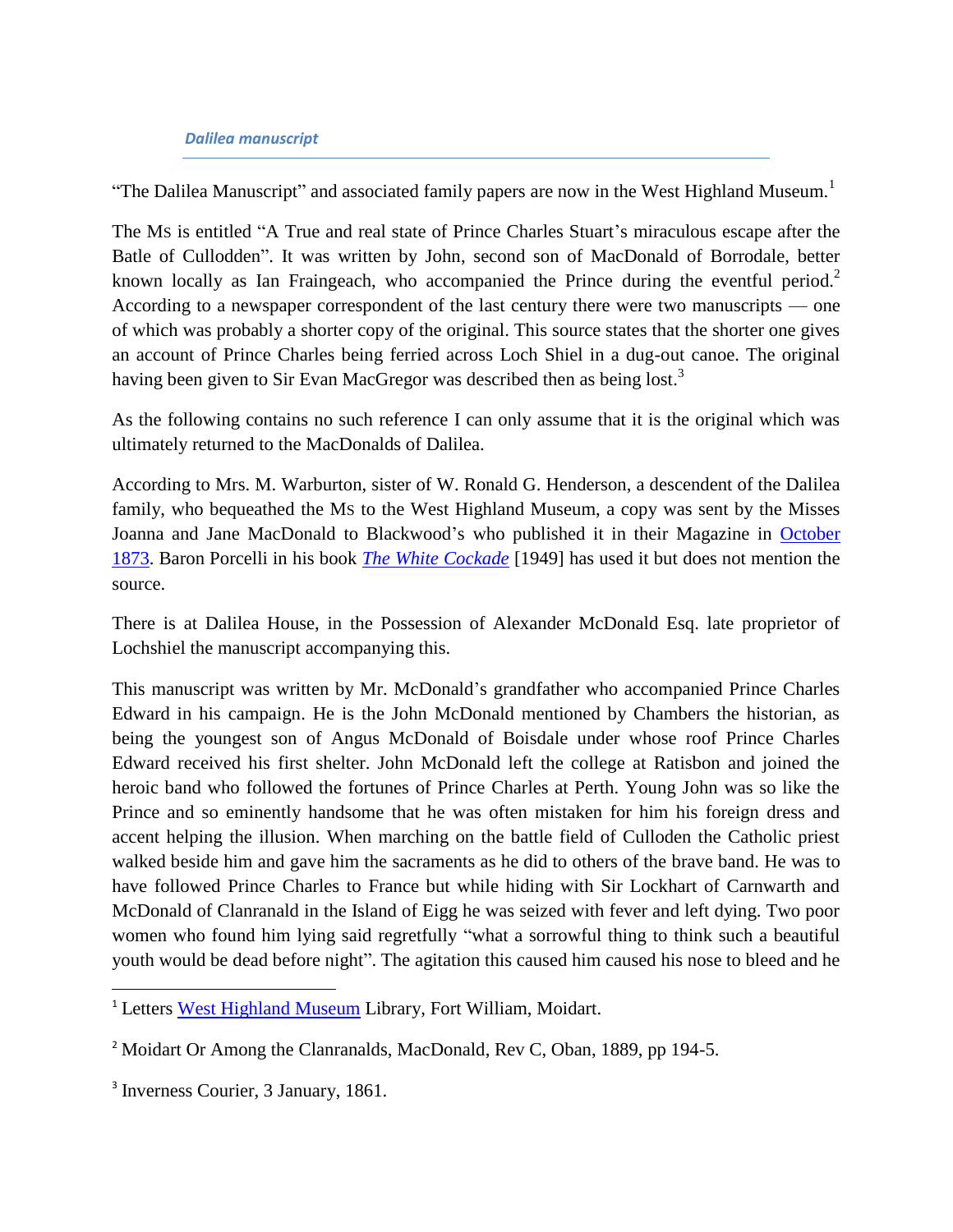*Dalilea manuscript*

"The Dalilea Manuscript" and associated family papers are now in the West Highland Museum.[1]

The Ms is entitled "A True and real state of Prince Charles Stuart's miraculous escape after the Batle of Cullodden". It was written by John, second son of MacDonald of Borrodale, better known locally as Ian Fraingeach, who accompanied the Prince during the eventful period.[2] According to a newspaper correspondent of the last century there were two manuscripts — one of which was probably a shorter copy of the original. This source states that the shorter one gives an account of Prince Charles being ferried across Loch Shiel in a dug-out canoe. The original having been given to Sir Evan MacGregor was described then as being lost.[3]

As the following contains no such reference I can only assume that it is the original which was ultimately returned to the MacDonalds of Dalilea.

According to Mrs. M. Warburton, sister of W. Ronald G. Henderson, a descendent of the Dalilea family, who bequeathed the Ms to the West Highland Museum, a copy was sent by the Misses Joanna and Jane MacDonald to Blackwood's who published it in their Magazine in October 1873. Baron Porcelli in his book *The White Cockade* [1949] has used it but does not mention the source.

There is at Dalilea House, in the Possession of Alexander McDonald Esq. late proprietor of Lochshiel the manuscript accompanying this.

This manuscript was written by Mr. McDonald's grandfather who accompanied Prince Charles Edward in his campaign. He is the John McDonald mentioned by Chambers the historian, as being the youngest son of Angus McDonald of Boisdale under whose roof Prince Charles Edward received his first shelter. John McDonald left the college at Ratisbon and joined the heroic band who followed the fortunes of Prince Charles at Perth. Young John was so like the Prince and so eminently handsome that he was often mistaken for him his foreign dress and accent helping the illusion. When marching on the battle field of Culloden the Catholic priest walked beside him and gave him the sacraments as he did to others of the brave band. He was to have followed Prince Charles to France but while hiding with Sir Lockhart of Carnwarth and McDonald of Clanranald in the Island of Eigg he was seized with fever and left dying. Two poor women who found him lying said regretfully "what a sorrowful thing to think such a beautiful youth would be dead before night". The agitation this caused him caused his nose to bleed and he

---

[1] Letters West Highland Museum Library, Fort William, Moidart.

[2] Moidart Or Among the Clanranalds, MacDonald, Rev C, Oban, 1889, pp 194-5.

[3] Inverness Courier, 3 January, 1861.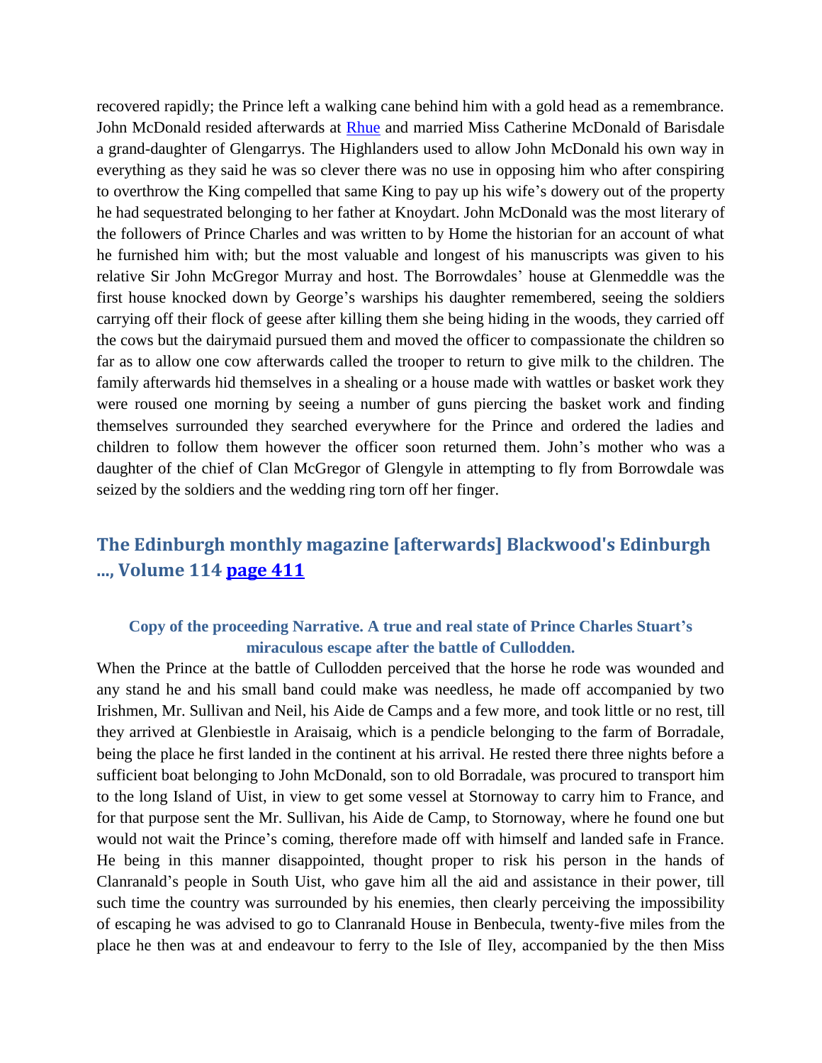recovered rapidly; the Prince left a walking cane behind him with a gold head as a remembrance. John McDonald resided afterwards at [Rhue] and married Miss Catherine McDonald of Barisdale a grand-daughter of Glengarrys. The Highlanders used to allow John McDonald his own way in everything as they said he was so clever there was no use in opposing him who after conspiring to overthrow the King compelled that same King to pay up his wife's dowery out of the property he had sequestrated belonging to her father at Knoydart. John McDonald was the most literary of the followers of Prince Charles and was written to by Home the historian for an account of what he furnished him with; but the most valuable and longest of his manuscripts was given to his relative Sir John McGregor Murray and host. The Borrowdales' house at Glenmeddle was the first house knocked down by George's warships his daughter remembered, seeing the soldiers carrying off their flock of geese after killing them she being hiding in the woods, they carried off the cows but the dairymaid pursued them and moved the officer to compassionate the children so far as to allow one cow afterwards called the trooper to return to give milk to the children. The family afterwards hid themselves in a shealing or a house made with wattles or basket work they were roused one morning by seeing a number of guns piercing the basket work and finding themselves surrounded they searched everywhere for the Prince and ordered the ladies and children to follow them however the officer soon returned them. John's mother who was a daughter of the chief of Clan McGregor of Glengyle in attempting to fly from Borrowdale was seized by the soldiers and the wedding ring torn off her finger.

## The Edinburgh monthly magazine [afterwards] Blackwood's Edinburgh ..., Volume 114 [page 411]

### Copy of the proceeding Narrative. A true and real state of Prince Charles Stuart's miraculous escape after the battle of Cullodden.

When the Prince at the battle of Cullodden perceived that the horse he rode was wounded and any stand he and his small band could make was needless, he made off accompanied by two Irishmen, Mr. Sullivan and Neil, his Aide de Camps and a few more, and took little or no rest, till they arrived at Glenbiestle in Araisaig, which is a pendicle belonging to the farm of Borradale, being the place he first landed in the continent at his arrival. He rested there three nights before a sufficient boat belonging to John McDonald, son to old Borradale, was procured to transport him to the long Island of Uist, in view to get some vessel at Stornoway to carry him to France, and for that purpose sent the Mr. Sullivan, his Aide de Camp, to Stornoway, where he found one but would not wait the Prince's coming, therefore made off with himself and landed safe in France. He being in this manner disappointed, thought proper to risk his person in the hands of Clanranald's people in South Uist, who gave him all the aid and assistance in their power, till such time the country was surrounded by his enemies, then clearly perceiving the impossibility of escaping he was advised to go to Clanranald House in Benbecula, twenty-five miles from the place he then was at and endeavour to ferry to the Isle of Iley, accompanied by the then Miss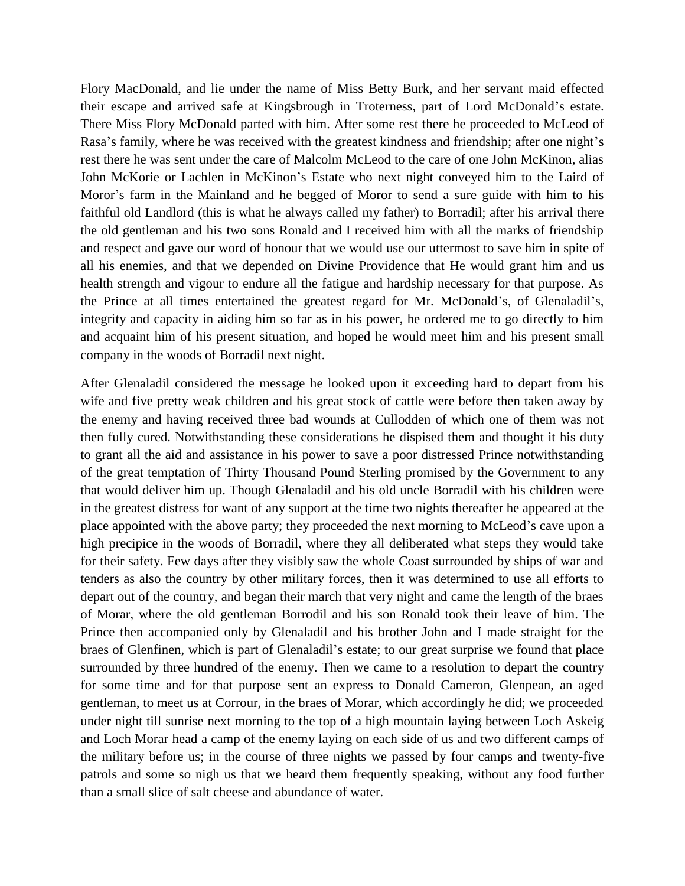Flory MacDonald, and lie under the name of Miss Betty Burk, and her servant maid effected their escape and arrived safe at Kingsbrough in Troterness, part of Lord McDonald's estate. There Miss Flory McDonald parted with him. After some rest there he proceeded to McLeod of Rasa's family, where he was received with the greatest kindness and friendship; after one night's rest there he was sent under the care of Malcolm McLeod to the care of one John McKinon, alias John McKorie or Lachlen in McKinon's Estate who next night conveyed him to the Laird of Moror's farm in the Mainland and he begged of Moror to send a sure guide with him to his faithful old Landlord (this is what he always called my father) to Borradil; after his arrival there the old gentleman and his two sons Ronald and I received him with all the marks of friendship and respect and gave our word of honour that we would use our uttermost to save him in spite of all his enemies, and that we depended on Divine Providence that He would grant him and us health strength and vigour to endure all the fatigue and hardship necessary for that purpose. As the Prince at all times entertained the greatest regard for Mr. McDonald's, of Glenaladil's, integrity and capacity in aiding him so far as in his power, he ordered me to go directly to him and acquaint him of his present situation, and hoped he would meet him and his present small company in the woods of Borradil next night.

After Glenaladil considered the message he looked upon it exceeding hard to depart from his wife and five pretty weak children and his great stock of cattle were before then taken away by the enemy and having received three bad wounds at Cullodden of which one of them was not then fully cured. Notwithstanding these considerations he dispised them and thought it his duty to grant all the aid and assistance in his power to save a poor distressed Prince notwithstanding of the great temptation of Thirty Thousand Pound Sterling promised by the Government to any that would deliver him up. Though Glenaladil and his old uncle Borradil with his children were in the greatest distress for want of any support at the time two nights thereafter he appeared at the place appointed with the above party; they proceeded the next morning to McLeod's cave upon a high precipice in the woods of Borradil, where they all deliberated what steps they would take for their safety. Few days after they visibly saw the whole Coast surrounded by ships of war and tenders as also the country by other military forces, then it was determined to use all efforts to depart out of the country, and began their march that very night and came the length of the braes of Morar, where the old gentleman Borrodil and his son Ronald took their leave of him. The Prince then accompanied only by Glenaladil and his brother John and I made straight for the braes of Glenfinen, which is part of Glenaladil's estate; to our great surprise we found that place surrounded by three hundred of the enemy. Then we came to a resolution to depart the country for some time and for that purpose sent an express to Donald Cameron, Glenpean, an aged gentleman, to meet us at Corrour, in the braes of Morar, which accordingly he did; we proceeded under night till sunrise next morning to the top of a high mountain laying between Loch Askeig and Loch Morar head a camp of the enemy laying on each side of us and two different camps of the military before us; in the course of three nights we passed by four camps and twenty-five patrols and some so nigh us that we heard them frequently speaking, without any food further than a small slice of salt cheese and abundance of water.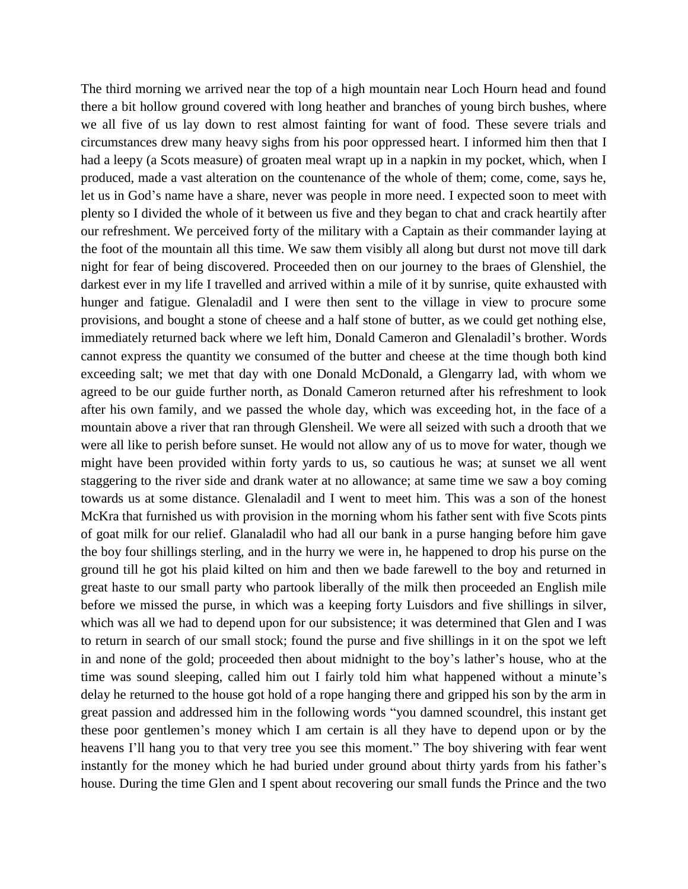The third morning we arrived near the top of a high mountain near Loch Hourn head and found there a bit hollow ground covered with long heather and branches of young birch bushes, where we all five of us lay down to rest almost fainting for want of food. These severe trials and circumstances drew many heavy sighs from his poor oppressed heart. I informed him then that I had a leepy (a Scots measure) of groaten meal wrapt up in a napkin in my pocket, which, when I produced, made a vast alteration on the countenance of the whole of them; come, come, says he, let us in God's name have a share, never was people in more need. I expected soon to meet with plenty so I divided the whole of it between us five and they began to chat and crack heartily after our refreshment. We perceived forty of the military with a Captain as their commander laying at the foot of the mountain all this time. We saw them visibly all along but durst not move till dark night for fear of being discovered. Proceeded then on our journey to the braes of Glenshiel, the darkest ever in my life I travelled and arrived within a mile of it by sunrise, quite exhausted with hunger and fatigue. Glenaladil and I were then sent to the village in view to procure some provisions, and bought a stone of cheese and a half stone of butter, as we could get nothing else, immediately returned back where we left him, Donald Cameron and Glenaladil's brother. Words cannot express the quantity we consumed of the butter and cheese at the time though both kind exceeding salt; we met that day with one Donald McDonald, a Glengarry lad, with whom we agreed to be our guide further north, as Donald Cameron returned after his refreshment to look after his own family, and we passed the whole day, which was exceeding hot, in the face of a mountain above a river that ran through Glensheil. We were all seized with such a drooth that we were all like to perish before sunset. He would not allow any of us to move for water, though we might have been provided within forty yards to us, so cautious he was; at sunset we all went staggering to the river side and drank water at no allowance; at same time we saw a boy coming towards us at some distance. Glenaladil and I went to meet him. This was a son of the honest McKra that furnished us with provision in the morning whom his father sent with five Scots pints of goat milk for our relief. Glanaladil who had all our bank in a purse hanging before him gave the boy four shillings sterling, and in the hurry we were in, he happened to drop his purse on the ground till he got his plaid kilted on him and then we bade farewell to the boy and returned in great haste to our small party who partook liberally of the milk then proceeded an English mile before we missed the purse, in which was a keeping forty Luisdors and five shillings in silver, which was all we had to depend upon for our subsistence; it was determined that Glen and I was to return in search of our small stock; found the purse and five shillings in it on the spot we left in and none of the gold; proceeded then about midnight to the boy's lather's house, who at the time was sound sleeping, called him out I fairly told him what happened without a minute's delay he returned to the house got hold of a rope hanging there and gripped his son by the arm in great passion and addressed him in the following words "you damned scoundrel, this instant get these poor gentlemen's money which I am certain is all they have to depend upon or by the heavens I'll hang you to that very tree you see this moment." The boy shivering with fear went instantly for the money which he had buried under ground about thirty yards from his father's house. During the time Glen and I spent about recovering our small funds the Prince and the two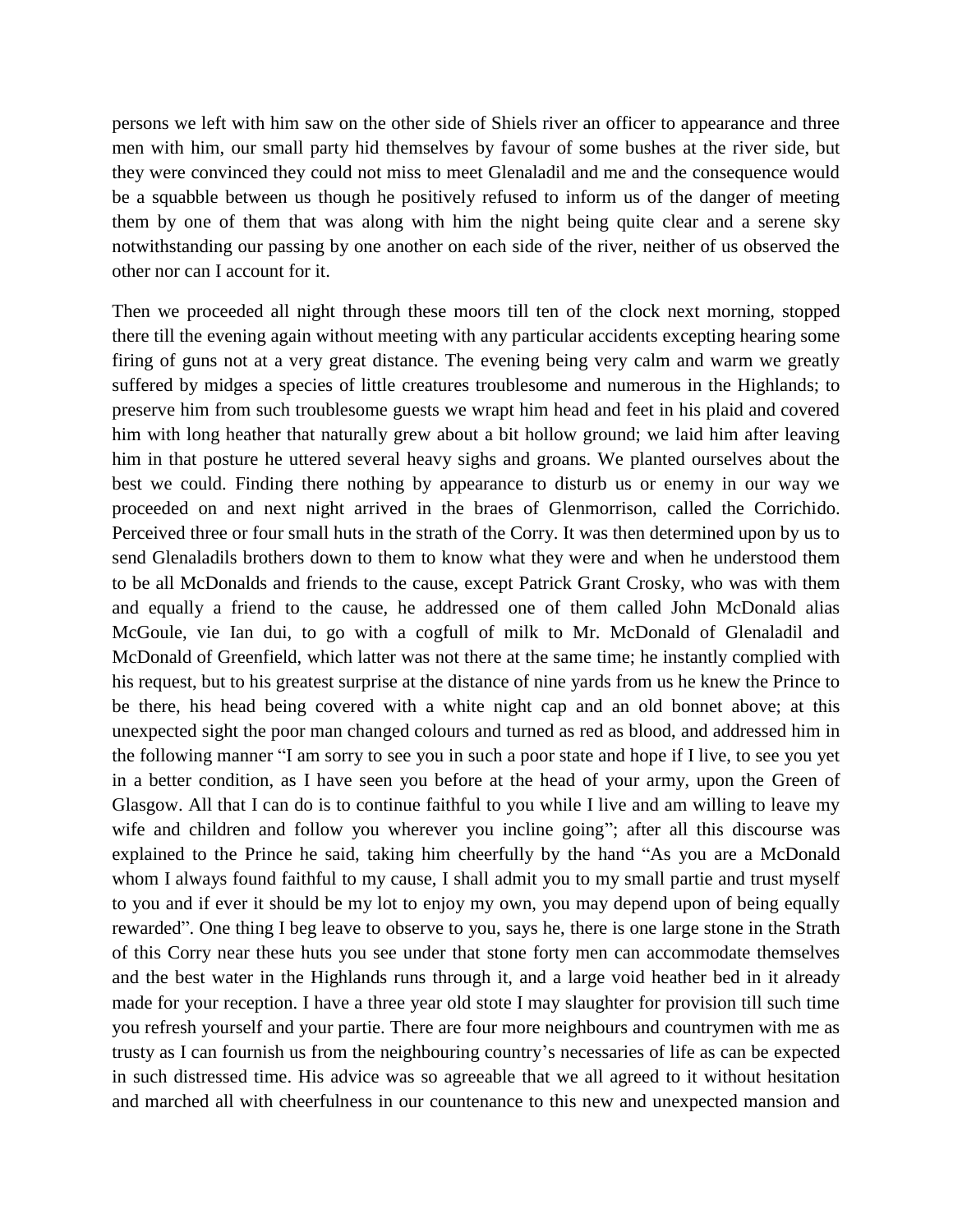persons we left with him saw on the other side of Shiels river an officer to appearance and three men with him, our small party hid themselves by favour of some bushes at the river side, but they were convinced they could not miss to meet Glenaladil and me and the consequence would be a squabble between us though he positively refused to inform us of the danger of meeting them by one of them that was along with him the night being quite clear and a serene sky notwithstanding our passing by one another on each side of the river, neither of us observed the other nor can I account for it.

Then we proceeded all night through these moors till ten of the clock next morning, stopped there till the evening again without meeting with any particular accidents excepting hearing some firing of guns not at a very great distance. The evening being very calm and warm we greatly suffered by midges a species of little creatures troublesome and numerous in the Highlands; to preserve him from such troublesome guests we wrapt him head and feet in his plaid and covered him with long heather that naturally grew about a bit hollow ground; we laid him after leaving him in that posture he uttered several heavy sighs and groans. We planted ourselves about the best we could. Finding there nothing by appearance to disturb us or enemy in our way we proceeded on and next night arrived in the braes of Glenmorrison, called the Corrichido. Perceived three or four small huts in the strath of the Corry. It was then determined upon by us to send Glenaladils brothers down to them to know what they were and when he understood them to be all McDonalds and friends to the cause, except Patrick Grant Crosky, who was with them and equally a friend to the cause, he addressed one of them called John McDonald alias McGoule, vie Ian dui, to go with a cogfull of milk to Mr. McDonald of Glenaladil and McDonald of Greenfield, which latter was not there at the same time; he instantly complied with his request, but to his greatest surprise at the distance of nine yards from us he knew the Prince to be there, his head being covered with a white night cap and an old bonnet above; at this unexpected sight the poor man changed colours and turned as red as blood, and addressed him in the following manner "I am sorry to see you in such a poor state and hope if I live, to see you yet in a better condition, as I have seen you before at the head of your army, upon the Green of Glasgow. All that I can do is to continue faithful to you while I live and am willing to leave my wife and children and follow you wherever you incline going"; after all this discourse was explained to the Prince he said, taking him cheerfully by the hand "As you are a McDonald whom I always found faithful to my cause, I shall admit you to my small partie and trust myself to you and if ever it should be my lot to enjoy my own, you may depend upon of being equally rewarded". One thing I beg leave to observe to you, says he, there is one large stone in the Strath of this Corry near these huts you see under that stone forty men can accommodate themselves and the best water in the Highlands runs through it, and a large void heather bed in it already made for your reception. I have a three year old stote I may slaughter for provision till such time you refresh yourself and your partie. There are four more neighbours and countrymen with me as trusty as I can fournish us from the neighbouring country's necessaries of life as can be expected in such distressed time. His advice was so agreeable that we all agreed to it without hesitation and marched all with cheerfulness in our countenance to this new and unexpected mansion and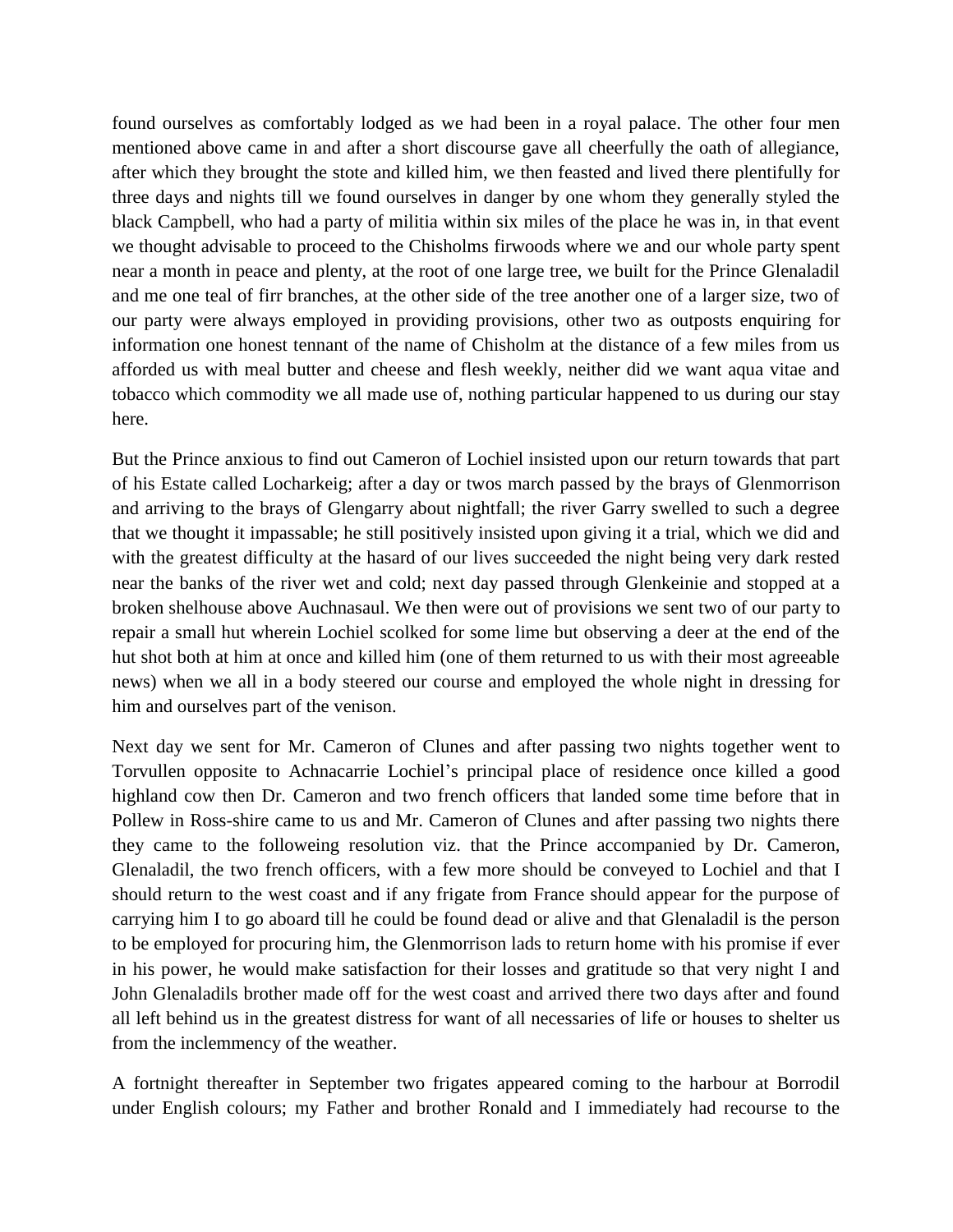found ourselves as comfortably lodged as we had been in a royal palace. The other four men mentioned above came in and after a short discourse gave all cheerfully the oath of allegiance, after which they brought the stote and killed him, we then feasted and lived there plentifully for three days and nights till we found ourselves in danger by one whom they generally styled the black Campbell, who had a party of militia within six miles of the place he was in, in that event we thought advisable to proceed to the Chisholms firwoods where we and our whole party spent near a month in peace and plenty, at the root of one large tree, we built for the Prince Glenaladil and me one teal of firr branches, at the other side of the tree another one of a larger size, two of our party were always employed in providing provisions, other two as outposts enquiring for information one honest tennant of the name of Chisholm at the distance of a few miles from us afforded us with meal butter and cheese and flesh weekly, neither did we want aqua vitae and tobacco which commodity we all made use of, nothing particular happened to us during our stay here.

But the Prince anxious to find out Cameron of Lochiel insisted upon our return towards that part of his Estate called Locharkeig; after a day or twos march passed by the brays of Glenmorrison and arriving to the brays of Glengarry about nightfall; the river Garry swelled to such a degree that we thought it impassable; he still positively insisted upon giving it a trial, which we did and with the greatest difficulty at the hasard of our lives succeeded the night being very dark rested near the banks of the river wet and cold; next day passed through Glenkeinie and stopped at a broken shelhouse above Auchnasaul. We then were out of provisions we sent two of our party to repair a small hut wherein Lochiel scolked for some lime but observing a deer at the end of the hut shot both at him at once and killed him (one of them returned to us with their most agreeable news) when we all in a body steered our course and employed the whole night in dressing for him and ourselves part of the venison.

Next day we sent for Mr. Cameron of Clunes and after passing two nights together went to Torvullen opposite to Achnacarrie Lochiel's principal place of residence once killed a good highland cow then Dr. Cameron and two french officers that landed some time before that in Pollew in Ross-shire came to us and Mr. Cameron of Clunes and after passing two nights there they came to the followeing resolution viz. that the Prince accompanied by Dr. Cameron, Glenaladil, the two french officers, with a few more should be conveyed to Lochiel and that I should return to the west coast and if any frigate from France should appear for the purpose of carrying him I to go aboard till he could be found dead or alive and that Glenaladil is the person to be employed for procuring him, the Glenmorrison lads to return home with his promise if ever in his power, he would make satisfaction for their losses and gratitude so that very night I and John Glenaladils brother made off for the west coast and arrived there two days after and found all left behind us in the greatest distress for want of all necessaries of life or houses to shelter us from the inclemmency of the weather.

A fortnight thereafter in September two frigates appeared coming to the harbour at Borrodil under English colours; my Father and brother Ronald and I immediately had recourse to the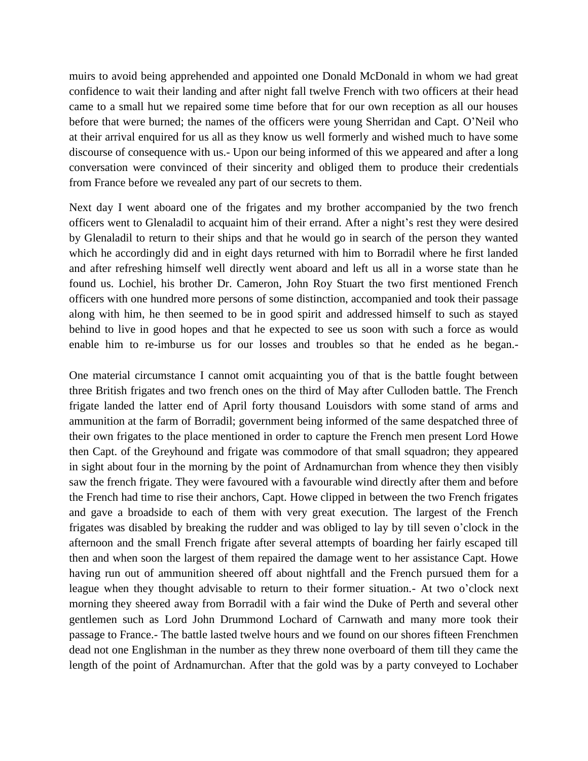muirs to avoid being apprehended and appointed one Donald McDonald in whom we had great confidence to wait their landing and after night fall twelve French with two officers at their head came to a small hut we repaired some time before that for our own reception as all our houses before that were burned; the names of the officers were young Sherridan and Capt. O'Neil who at their arrival enquired for us all as they know us well formerly and wished much to have some discourse of consequence with us.- Upon our being informed of this we appeared and after a long conversation were convinced of their sincerity and obliged them to produce their credentials from France before we revealed any part of our secrets to them.

Next day I went aboard one of the frigates and my brother accompanied by the two french officers went to Glenaladil to acquaint him of their errand. After a night's rest they were desired by Glenaladil to return to their ships and that he would go in search of the person they wanted which he accordingly did and in eight days returned with him to Borradil where he first landed and after refreshing himself well directly went aboard and left us all in a worse state than he found us. Lochiel, his brother Dr. Cameron, John Roy Stuart the two first mentioned French officers with one hundred more persons of some distinction, accompanied and took their passage along with him, he then seemed to be in good spirit and addressed himself to such as stayed behind to live in good hopes and that he expected to see us soon with such a force as would enable him to re-imburse us for our losses and troubles so that he ended as he began.-

One material circumstance I cannot omit acquainting you of that is the battle fought between three British frigates and two french ones on the third of May after Culloden battle. The French frigate landed the latter end of April forty thousand Louisdors with some stand of arms and ammunition at the farm of Borradil; government being informed of the same despatched three of their own frigates to the place mentioned in order to capture the French men present Lord Howe then Capt. of the Greyhound and frigate was commodore of that small squadron; they appeared in sight about four in the morning by the point of Ardnamurchan from whence they then visibly saw the french frigate. They were favoured with a favourable wind directly after them and before the French had time to rise their anchors, Capt. Howe clipped in between the two French frigates and gave a broadside to each of them with very great execution. The largest of the French frigates was disabled by breaking the rudder and was obliged to lay by till seven o'clock in the afternoon and the small French frigate after several attempts of boarding her fairly escaped till then and when soon the largest of them repaired the damage went to her assistance Capt. Howe having run out of ammunition sheered off about nightfall and the French pursued them for a league when they thought advisable to return to their former situation.- At two o'clock next morning they sheered away from Borradil with a fair wind the Duke of Perth and several other gentlemen such as Lord John Drummond Lochard of Carnwath and many more took their passage to France.- The battle lasted twelve hours and we found on our shores fifteen Frenchmen dead not one Englishman in the number as they threw none overboard of them till they came the length of the point of Ardnamurchan. After that the gold was by a party conveyed to Lochaber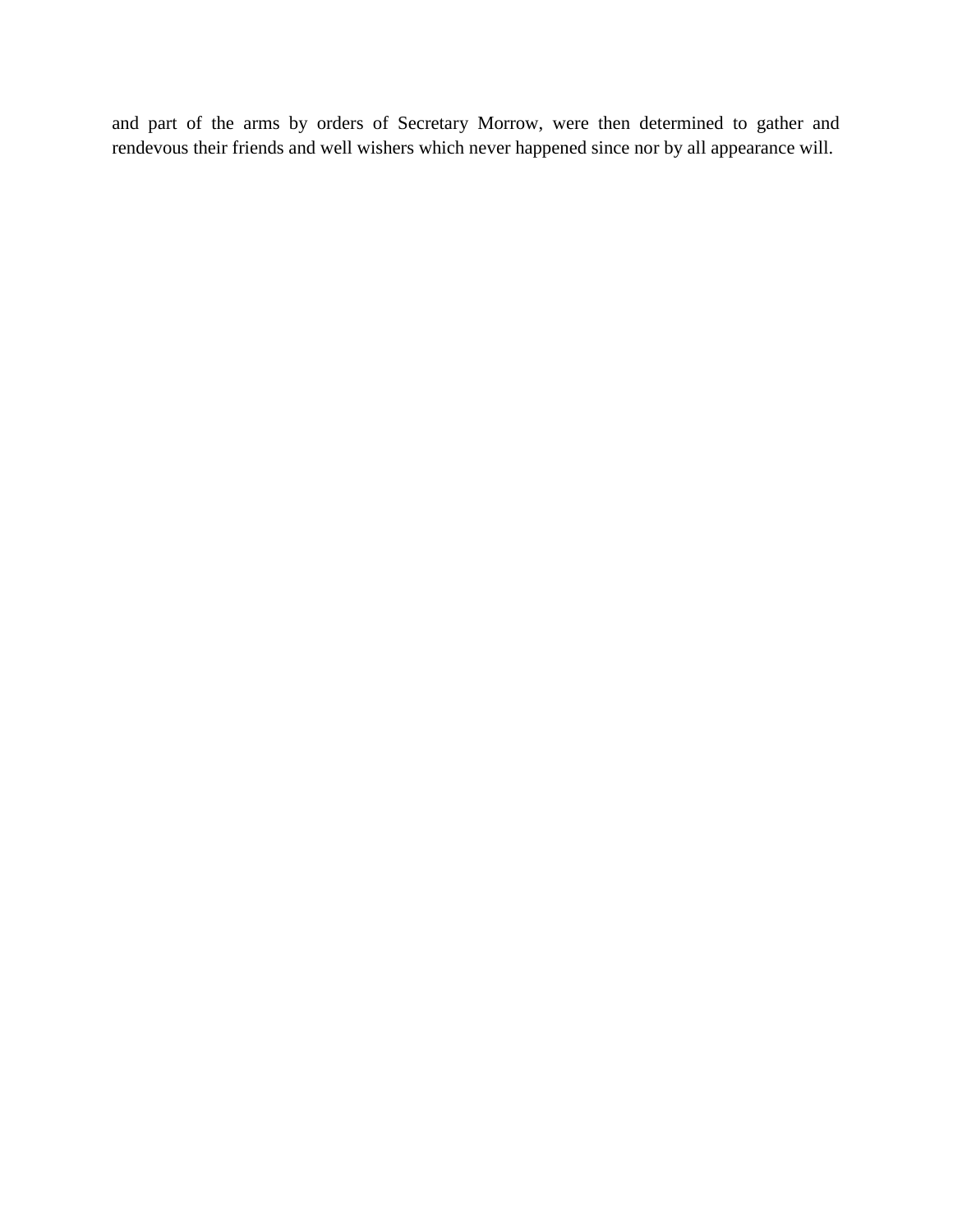and part of the arms by orders of Secretary Morrow, were then determined to gather and rendevous their friends and well wishers which never happened since nor by all appearance will.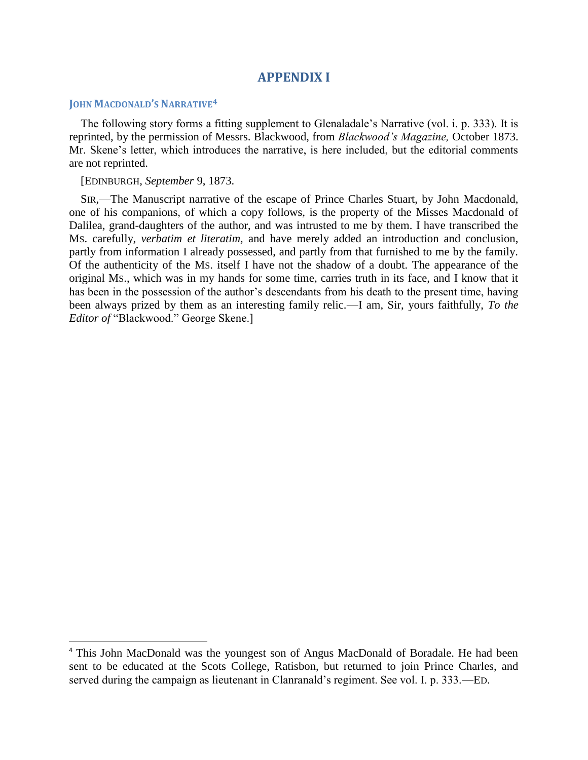# APPENDIX I

## JOHN MACDONALD'S NARRATIVE[4]

The following story forms a fitting supplement to Glenaladale's Narrative (vol. i. p. 333). It is reprinted, by the permission of Messrs. Blackwood, from *Blackwood's Magazine,* October 1873. Mr. Skene's letter, which introduces the narrative, is here included, but the editorial comments are not reprinted.

[EDINBURGH, *September* 9, 1873.

SIR,—The Manuscript narrative of the escape of Prince Charles Stuart, by John Macdonald, one of his companions, of which a copy follows, is the property of the Misses Macdonald of Dalilea, grand-daughters of the author, and was intrusted to me by them. I have transcribed the MS. carefully, *verbatim et literatim,* and have merely added an introduction and conclusion, partly from information I already possessed, and partly from that furnished to me by the family. Of the authenticity of the Ms. itself I have not the shadow of a doubt. The appearance of the original MS., which was in my hands for some time, carries truth in its face, and I know that it has been in the possession of the author's descendants from his death to the present time, having been always prized by them as an interesting family relic.—I am, Sir, yours faithfully, *To the Editor of* "Blackwood." George Skene.]

---

[4] This John MacDonald was the youngest son of Angus MacDonald of Boradale. He had been sent to be educated at the Scots College, Ratisbon, but returned to join Prince Charles, and served during the campaign as lieutenant in Clanranald's regiment. See vol. I. p. 333.—ED.